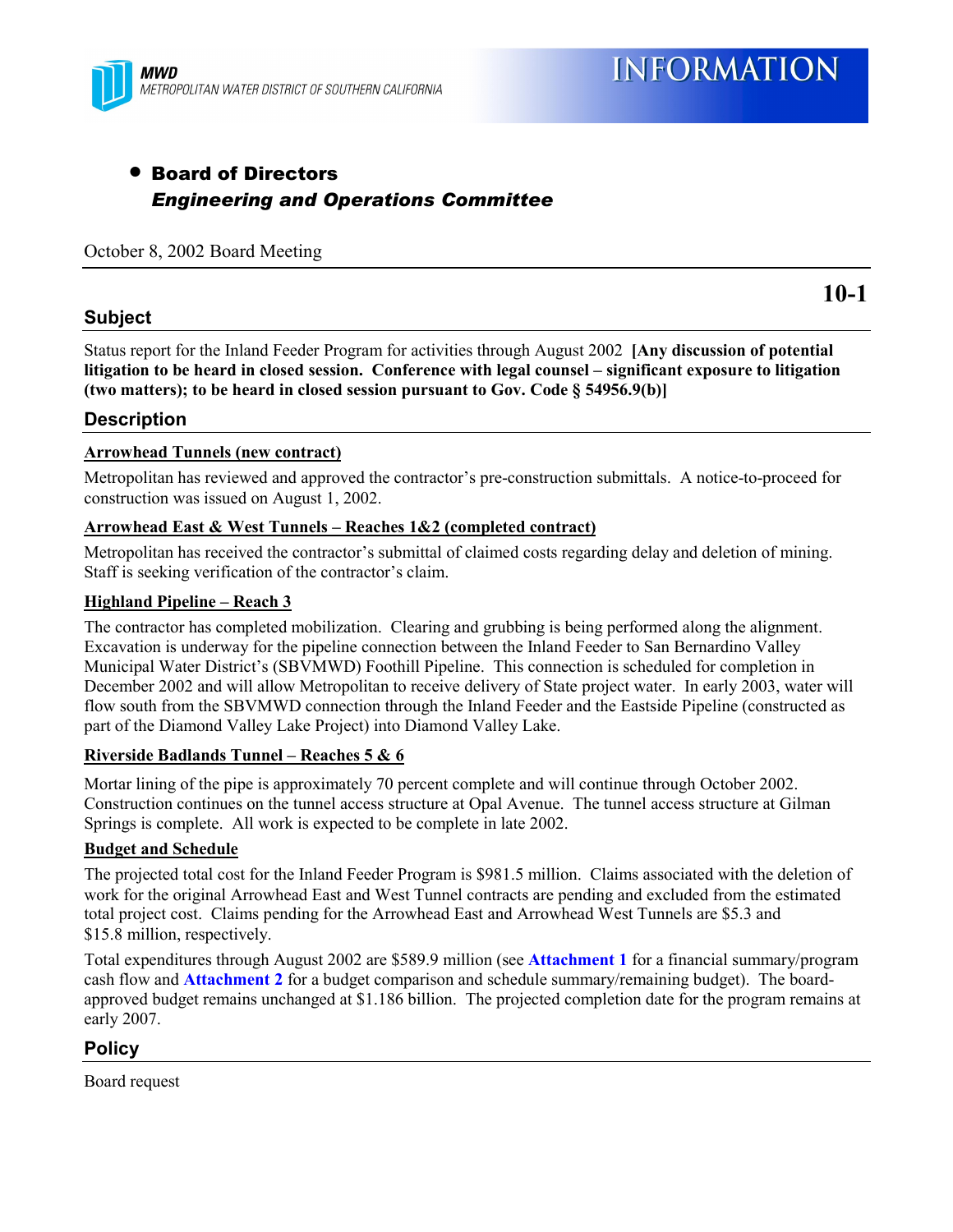MWD
METROPOLITAN WATER DISTRICT OF SOUTHERN CALIFORNIA

INFORMATION

- **Board of Directors**
  ***Engineering and Operations Committee***

October 8, 2002 Board Meeting

**10-1**

## Subject

Status report for the Inland Feeder Program for activities through August 2002 **[Any discussion of potential litigation to be heard in closed session. Conference with legal counsel – significant exposure to litigation (two matters); to be heard in closed session pursuant to Gov. Code § 54956.9(b)]**

## Description

**Arrowhead Tunnels (new contract)**

Metropolitan has reviewed and approved the contractor's pre-construction submittals. A notice-to-proceed for construction was issued on August 1, 2002.

**Arrowhead East & West Tunnels – Reaches 1&2 (completed contract)**

Metropolitan has received the contractor's submittal of claimed costs regarding delay and deletion of mining. Staff is seeking verification of the contractor's claim.

**Highland Pipeline – Reach 3**

The contractor has completed mobilization. Clearing and grubbing is being performed along the alignment. Excavation is underway for the pipeline connection between the Inland Feeder to San Bernardino Valley Municipal Water District's (SBVMWD) Foothill Pipeline. This connection is scheduled for completion in December 2002 and will allow Metropolitan to receive delivery of State project water. In early 2003, water will flow south from the SBVMWD connection through the Inland Feeder and the Eastside Pipeline (constructed as part of the Diamond Valley Lake Project) into Diamond Valley Lake.

**Riverside Badlands Tunnel – Reaches 5 & 6**

Mortar lining of the pipe is approximately 70 percent complete and will continue through October 2002. Construction continues on the tunnel access structure at Opal Avenue. The tunnel access structure at Gilman Springs is complete. All work is expected to be complete in late 2002.

**Budget and Schedule**

The projected total cost for the Inland Feeder Program is $981.5 million. Claims associated with the deletion of work for the original Arrowhead East and West Tunnel contracts are pending and excluded from the estimated total project cost. Claims pending for the Arrowhead East and Arrowhead West Tunnels are $5.3 and $15.8 million, respectively.

Total expenditures through August 2002 are $589.9 million (see **Attachment 1** for a financial summary/program cash flow and **Attachment 2** for a budget comparison and schedule summary/remaining budget). The board-approved budget remains unchanged at $1.186 billion. The projected completion date for the program remains at early 2007.

## Policy

Board request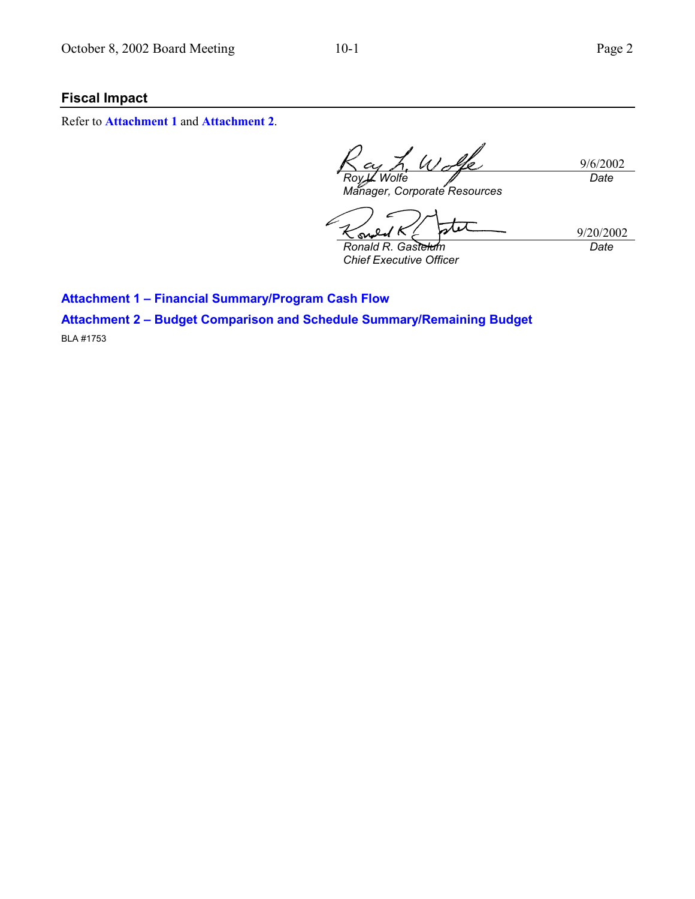## Fiscal Impact

Refer to **Attachment 1** and **Attachment 2**.

| | |
|---|---|
| *Roy L. Wolfe* | 9/6/2002 |
| *Manager, Corporate Resources* | *Date* |

| | |
|---|---|
| *Ronald R. Gastelum* | 9/20/2002 |
| *Chief Executive Officer* | *Date* |

**Attachment 1 – Financial Summary/Program Cash Flow**

**Attachment 2 – Budget Comparison and Schedule Summary/Remaining Budget**

BLA #1753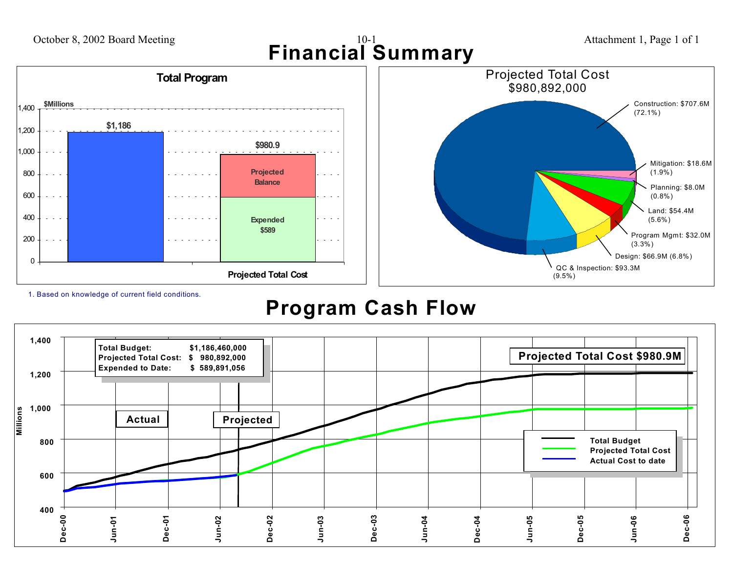# Financial Summary

## Total Program

$Millions

| | Total Program | Projected Total Cost |
|---|---|---|
| Total | $1,186 | $980.9 |
| Projected Balance | | |
| Expended | | $589 |

1. Based on knowledge of current field conditions.

## Projected Total Cost
### $980,892,000

- Construction: $707.6M (72.1%)
- Mitigation: $18.6M (1.9%)
- Planning: $8.0M (0.8%)
- Land: $54.4M (5.6%)
- Program Mgmt: $32.0M (3.3%)
- Design: $66.9M (6.8%)
- QC & Inspection: $93.3M (9.5%)

# Program Cash Flow

| | |
|---|---|
| **Total Budget:** | **$1,186,460,000** |
| **Projected Total Cost:** | **$ 980,892,000** |
| **Expended to Date:** | **$ 589,891,056** |

**Projected Total Cost $980.9M**

Actual | Projected

Legend: Total Budget; Projected Total Cost; Actual Cost to date

Millions (400 – 1,400); Dec-00 through Dec-06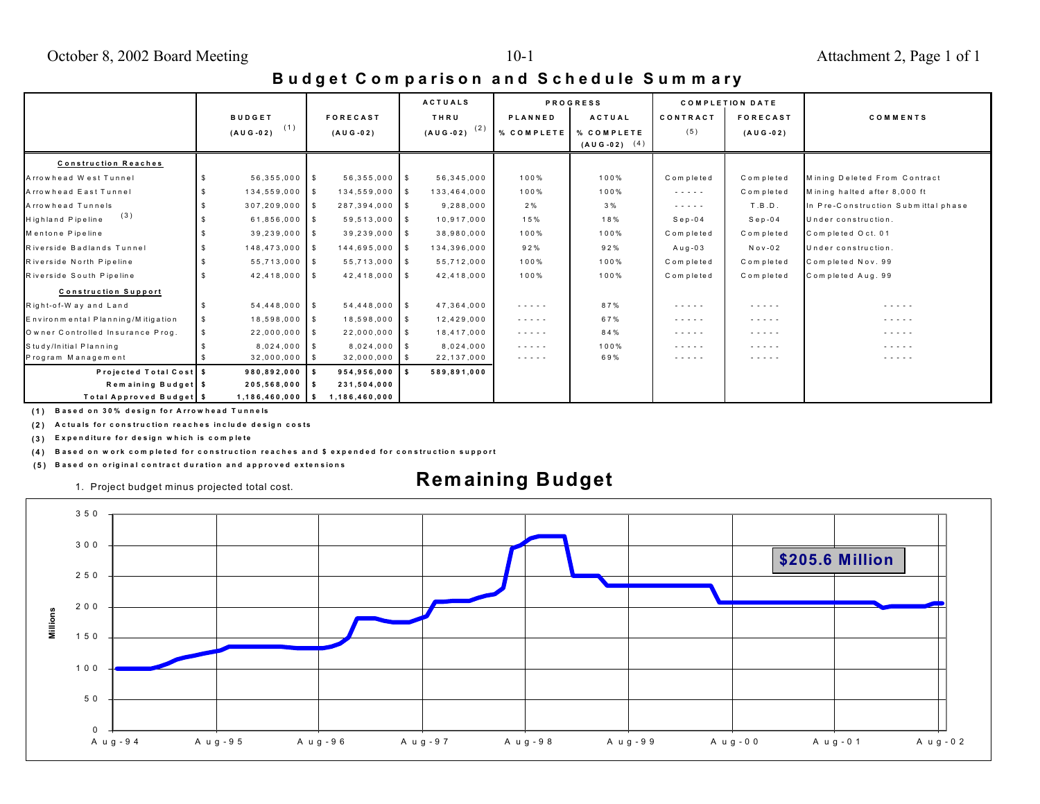# Budget Comparison and Schedule Summary

| | BUDGET (AUG-02) (1) | FORECAST (AUG-02) | ACTUALS THRU (AUG-02) (2) | PROGRESS | | COMPLETION DATE | | COMMENTS |
|---|---|---|---|---|---|---|---|---|
| | | | | PLANNED % COMPLETE | ACTUAL % COMPLETE (AUG-02) (4) | CONTRACT (5) | FORECAST (AUG-02) | |
| **Construction Reaches** | | | | | | | | |
| Arrowhead West Tunnel | $ 56,355,000 | $ 56,355,000 | $ 56,345,000 | 100% | 100% | Completed | Completed | Mining Deleted From Contract |
| Arrowhead East Tunnel | $ 134,559,000 | $ 134,559,000 | $ 133,464,000 | 100% | 100% | ----- | Completed | Mining halted after 8,000 ft |
| Arrowhead Tunnels | $ 307,209,000 | $ 287,394,000 | $ 9,288,000 | 2% | 3% | ----- | T.B.D. | In Pre-Construction Submittal phase |
| Highland Pipeline (3) | $ 61,856,000 | $ 59,513,000 | $ 10,917,000 | 15% | 18% | Sep-04 | Sep-04 | Under construction. |
| Mentone Pipeline | $ 39,239,000 | $ 39,239,000 | $ 38,980,000 | 100% | 100% | Completed | Completed | Completed Oct. 01 |
| Riverside Badlands Tunnel | $ 148,473,000 | $ 144,695,000 | $ 134,396,000 | 92% | 92% | Aug-03 | Nov-02 | Under construction. |
| Riverside North Pipeline | $ 55,713,000 | $ 55,713,000 | $ 55,712,000 | 100% | 100% | Completed | Completed | Completed Nov. 99 |
| Riverside South Pipeline | $ 42,418,000 | $ 42,418,000 | $ 42,418,000 | 100% | 100% | Completed | Completed | Completed Aug. 99 |
| **Construction Support** | | | | | | | | |
| Right-of-Way and Land | $ 54,448,000 | $ 54,448,000 | $ 47,364,000 | ----- | 87% | ----- | ----- | ----- |
| Environmental Planning/Mitigation | $ 18,598,000 | $ 18,598,000 | $ 12,429,000 | ----- | 67% | ----- | ----- | ----- |
| Owner Controlled Insurance Prog. | $ 22,000,000 | $ 22,000,000 | $ 18,417,000 | ----- | 84% | ----- | ----- | ----- |
| Study/Initial Planning | $ 8,024,000 | $ 8,024,000 | $ 8,024,000 | ----- | 100% | ----- | ----- | ----- |
| Program Management | $ 32,000,000 | $ 32,000,000 | $ 22,137,000 | ----- | 69% | ----- | ----- | ----- |
| **Projected Total Cost** | **$ 980,892,000** | **$ 954,956,000** | **$ 589,891,000** | | | | | |
| **Remaining Budget** | **$ 205,568,000** | **$ 231,504,000** | | | | | | |
| **Total Approved Budget** | **$ 1,186,460,000** | **$ 1,186,460,000** | | | | | | |

**(1)** Based on 30% design for Arrowhead Tunnels

**(2)** Actuals for construction reaches include design costs

**(3)** Expenditure for design which is complete

**(4)** Based on work completed for construction reaches and $ expended for construction support

**(5)** Based on original contract duration and approved extensions

## Remaining Budget

1. Project budget minus projected total cost.

$205.6 Million

Millions

350
300
250
200
150
100
50
0

Aug-94 Aug-95 Aug-96 Aug-97 Aug-98 Aug-99 Aug-00 Aug-01 Aug-02